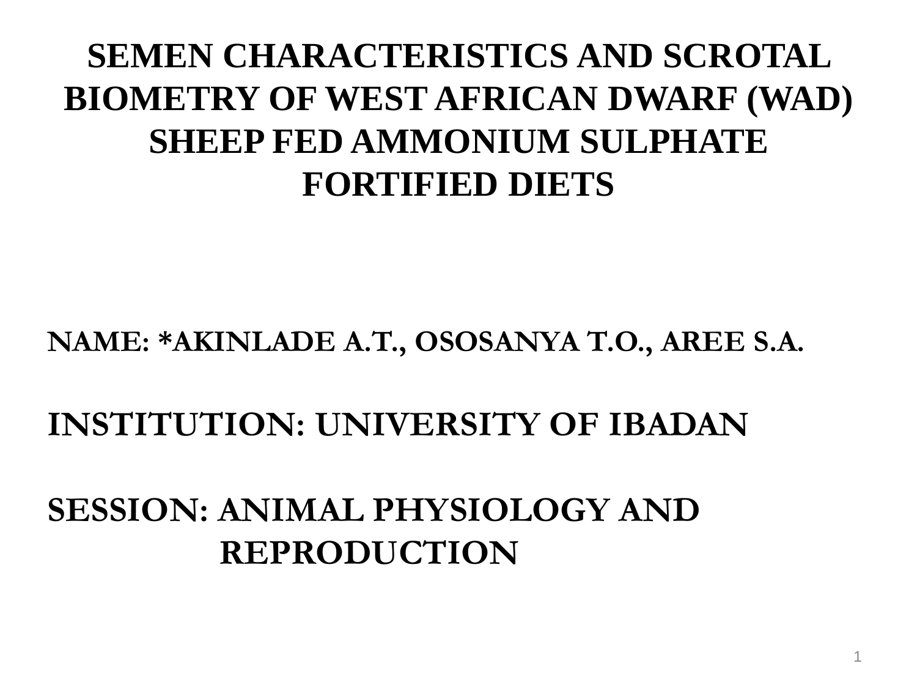# SEMEN CHARACTERISTICS AND SCROTAL BIOMETRY OF WEST AFRICAN DWARF (WAD) SHEEP FED AMMONIUM SULPHATE FORTIFIED DIETS

**NAME: *AKINLADE A.T., OSOSANYA T.O., AREE S.A.**

**INSTITUTION: UNIVERSITY OF IBADAN**

**SESSION: ANIMAL PHYSIOLOGY AND REPRODUCTION**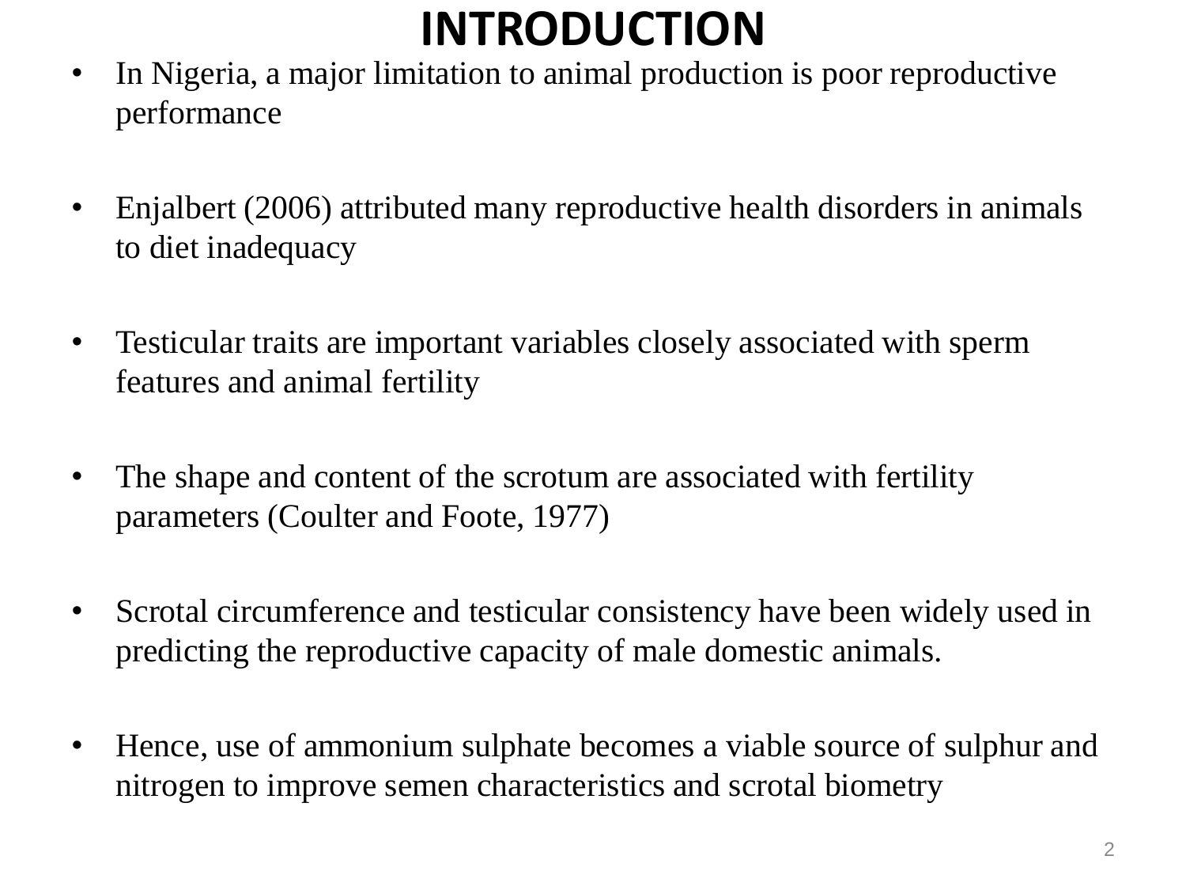# INTRODUCTION

- In Nigeria, a major limitation to animal production is poor reproductive performance
- Enjalbert (2006) attributed many reproductive health disorders in animals to diet inadequacy
- Testicular traits are important variables closely associated with sperm features and animal fertility
- The shape and content of the scrotum are associated with fertility parameters (Coulter and Foote, 1977)
- Scrotal circumference and testicular consistency have been widely used in predicting the reproductive capacity of male domestic animals.
- Hence, use of ammonium sulphate becomes a viable source of sulphur and nitrogen to improve semen characteristics and scrotal biometry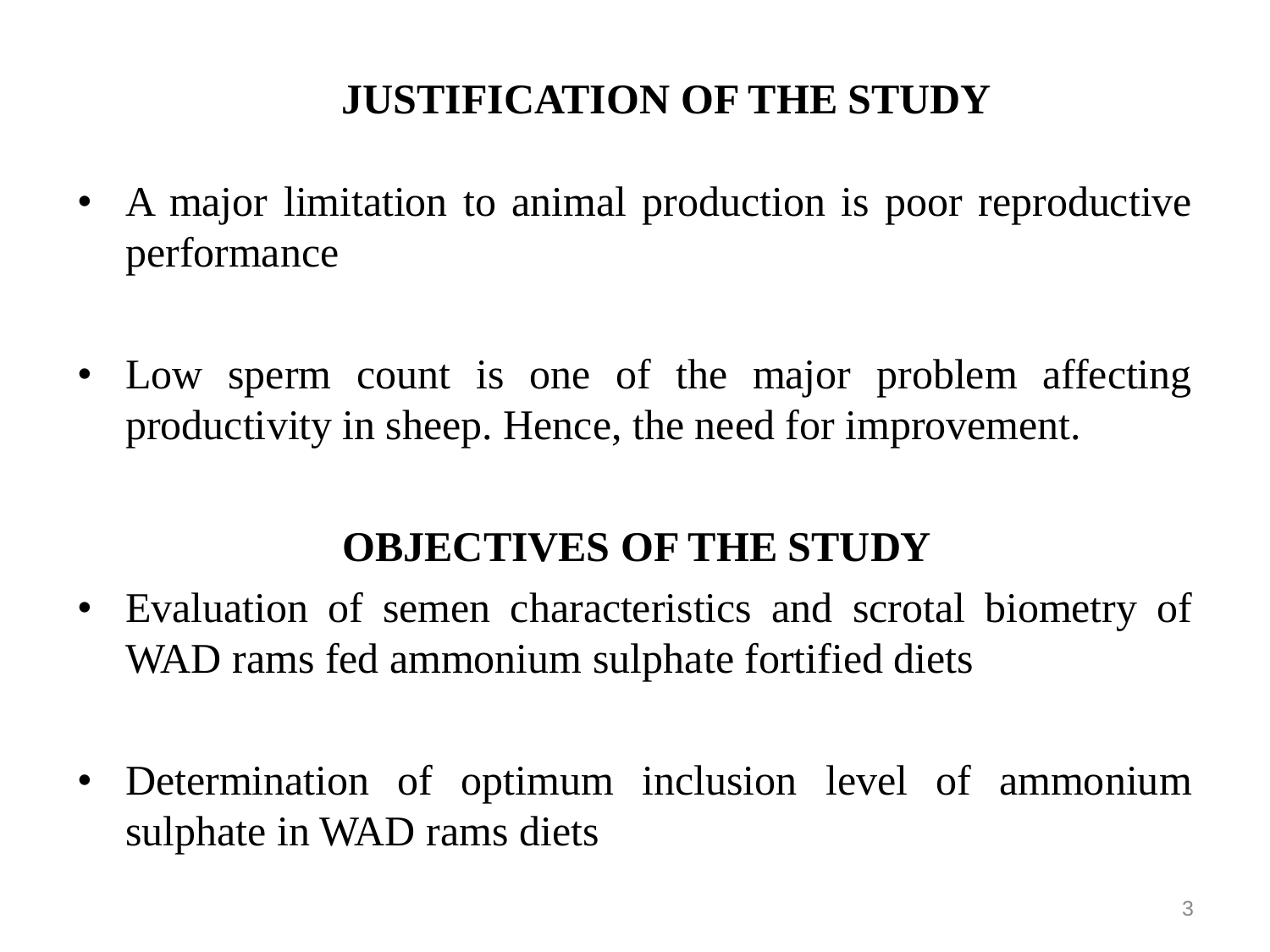## JUSTIFICATION OF THE STUDY

- A major limitation to animal production is poor reproductive performance
- Low sperm count is one of the major problem affecting productivity in sheep. Hence, the need for improvement.

## OBJECTIVES OF THE STUDY

- Evaluation of semen characteristics and scrotal biometry of WAD rams fed ammonium sulphate fortified diets
- Determination of optimum inclusion level of ammonium sulphate in WAD rams diets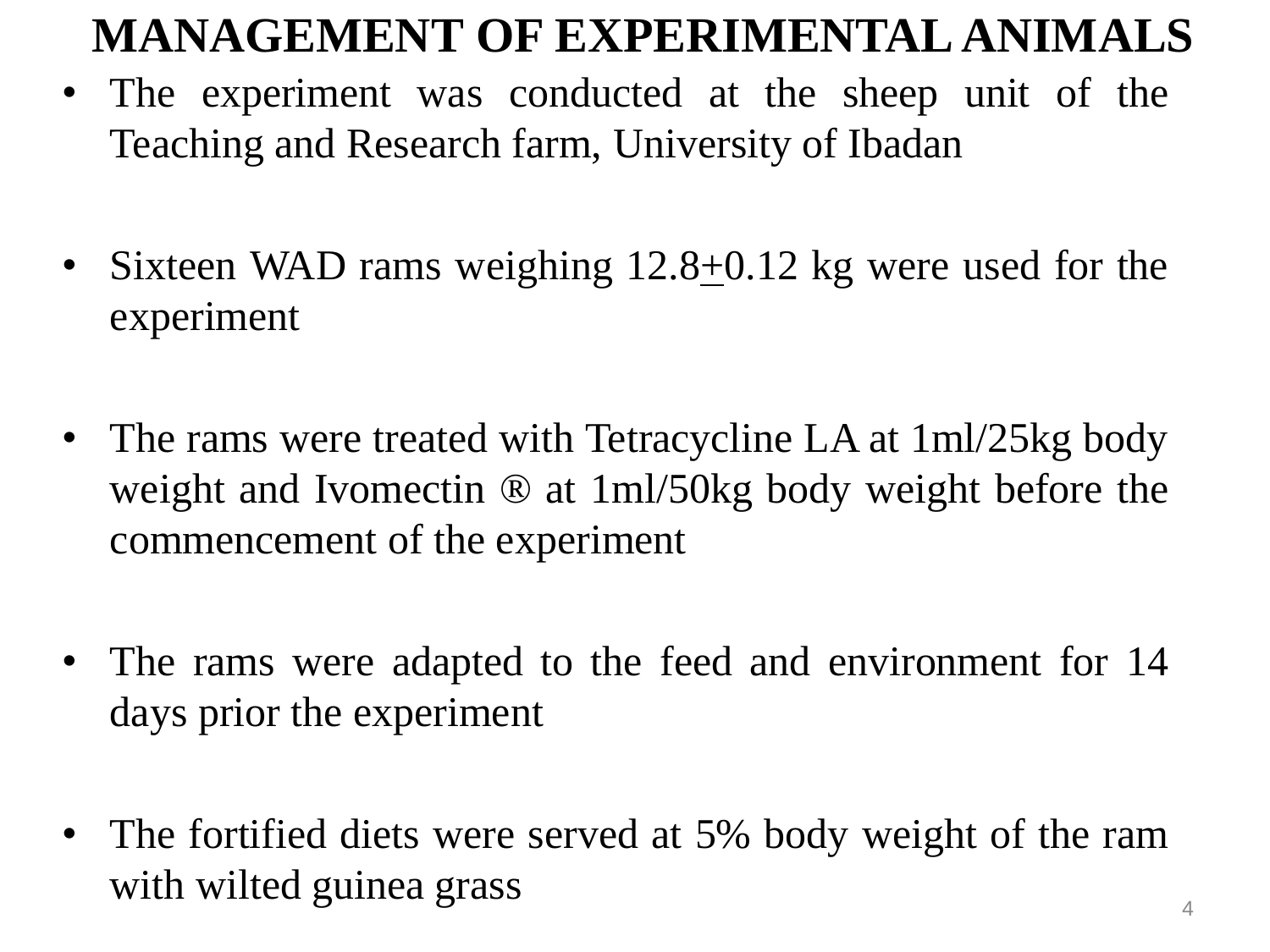# MANAGEMENT OF EXPERIMENTAL ANIMALS

- The experiment was conducted at the sheep unit of the Teaching and Research farm, University of Ibadan

- Sixteen WAD rams weighing 12.8±0.12 kg were used for the experiment

- The rams were treated with Tetracycline LA at 1ml/25kg body weight and Ivomectin ® at 1ml/50kg body weight before the commencement of the experiment

- The rams were adapted to the feed and environment for 14 days prior the experiment

- The fortified diets were served at 5% body weight of the ram with wilted guinea grass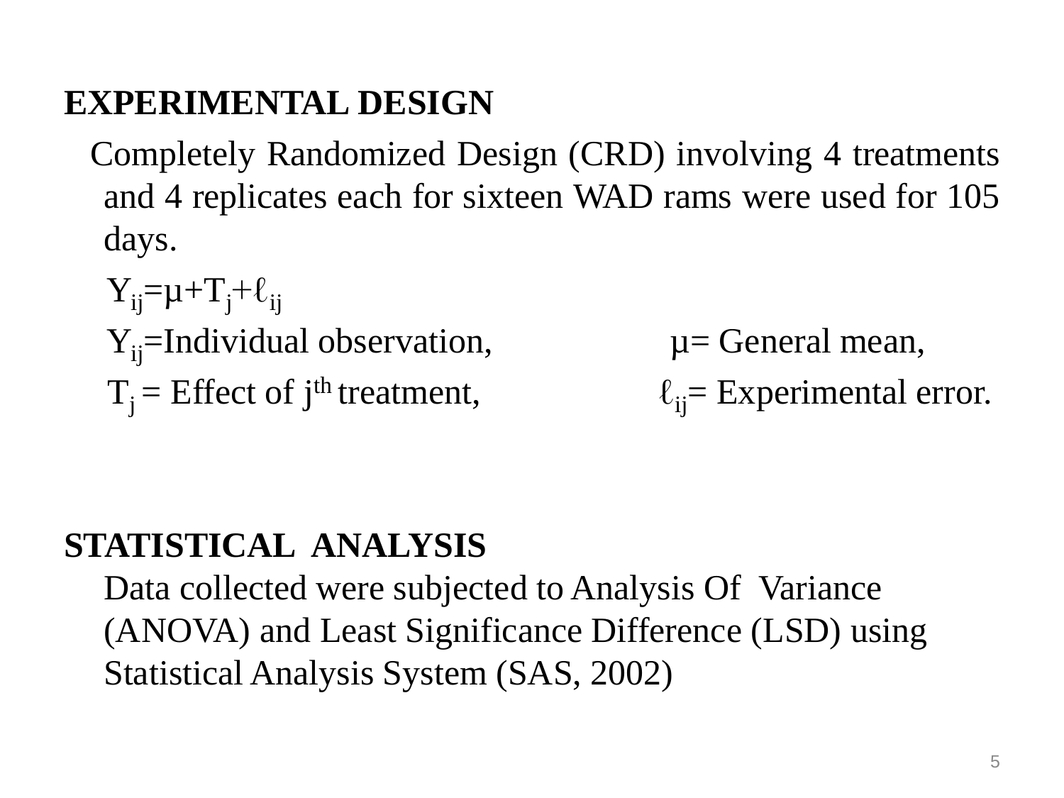## EXPERIMENTAL DESIGN

Completely Randomized Design (CRD) involving 4 treatments and 4 replicates each for sixteen WAD rams were used for 105 days.

$Y_{ij}=\mu+T_j+\ell_{ij}$

$Y_{ij}$=Individual observation, $\mu$= General mean,

$T_j$ = Effect of $j^{th}$ treatment, $\ell_{ij}$= Experimental error.

## STATISTICAL ANALYSIS

Data collected were subjected to Analysis Of Variance (ANOVA) and Least Significance Difference (LSD) using Statistical Analysis System (SAS, 2002)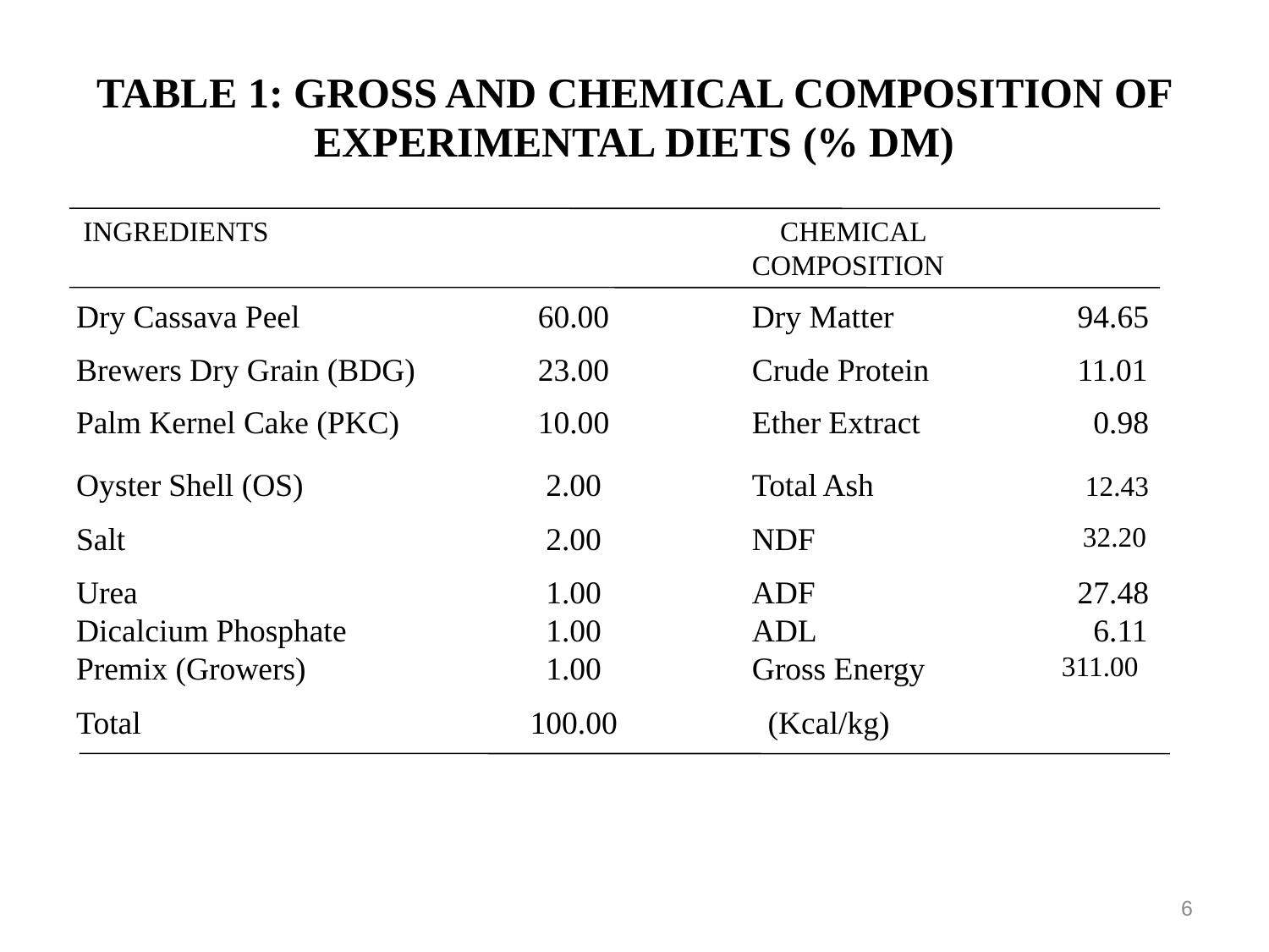# TABLE 1: GROSS AND CHEMICAL COMPOSITION OF EXPERIMENTAL DIETS (% DM)

| INGREDIENTS | | CHEMICAL COMPOSITION | |
|---|---|---|---|
| Dry Cassava Peel | 60.00 | Dry Matter | 94.65 |
| Brewers Dry Grain (BDG) | 23.00 | Crude Protein | 11.01 |
| Palm Kernel Cake (PKC) | 10.00 | Ether Extract | 0.98 |
| Oyster Shell (OS) | 2.00 | Total Ash | 12.43 |
| Salt | 2.00 | NDF | 32.20 |
| Urea | 1.00 | ADF | 27.48 |
| Dicalcium Phosphate | 1.00 | ADL | 6.11 |
| Premix (Growers) | 1.00 | Gross Energy (Kcal/kg) | 311.00 |
| Total | 100.00 | | |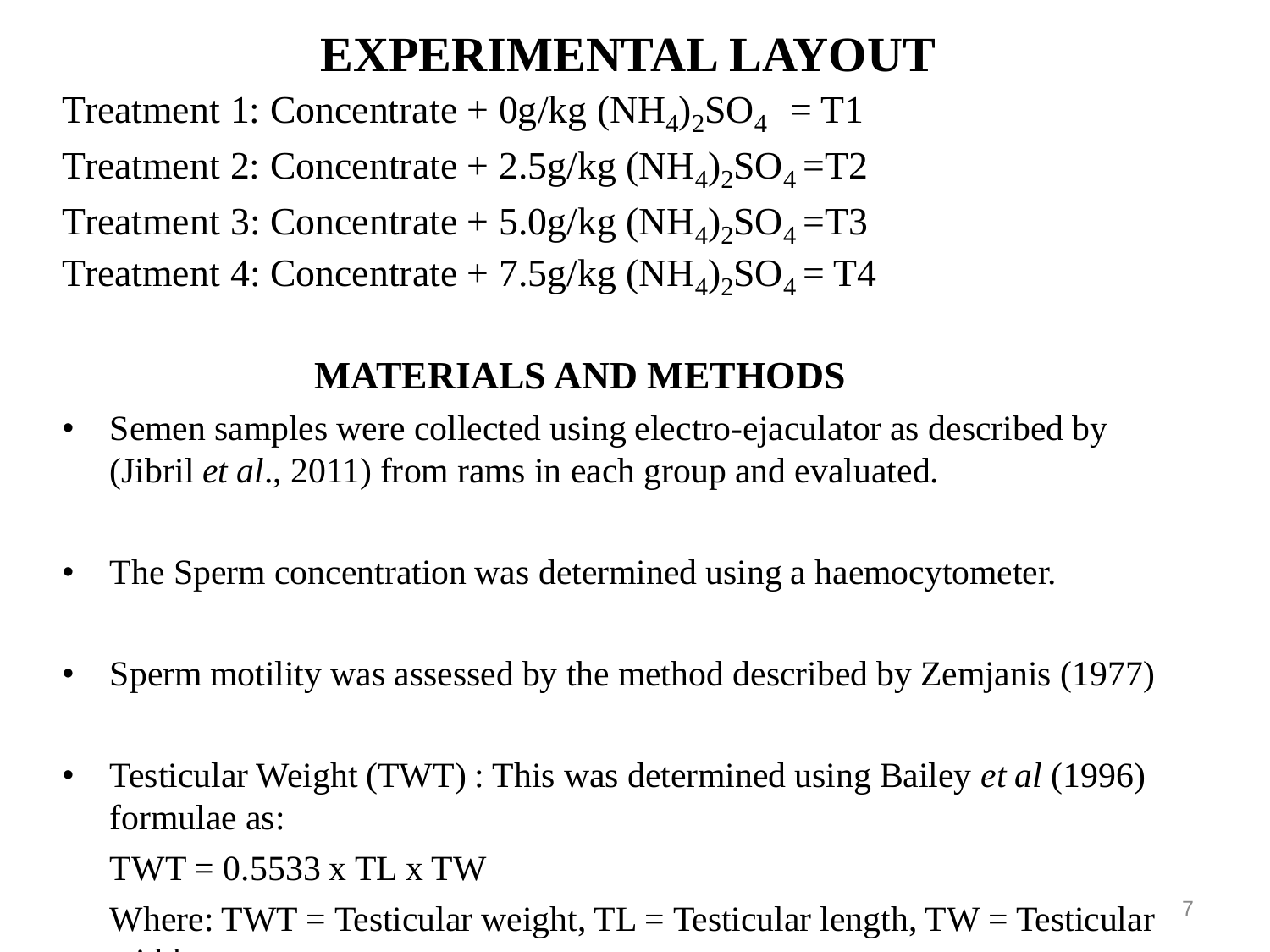# EXPERIMENTAL LAYOUT

Treatment 1: Concentrate + 0g/kg $(NH_4)_2SO_4$ = T1

Treatment 2: Concentrate + 2.5g/kg $(NH_4)_2SO_4$ =T2

Treatment 3: Concentrate + 5.0g/kg $(NH_4)_2SO_4$ =T3

Treatment 4: Concentrate + 7.5g/kg $(NH_4)_2SO_4$ = T4

## MATERIALS AND METHODS

- Semen samples were collected using electro-ejaculator as described by (Jibril *et al*., 2011) from rams in each group and evaluated.
- The Sperm concentration was determined using a haemocytometer.
- Sperm motility was assessed by the method described by Zemjanis (1977)
- Testicular Weight (TWT) : This was determined using Bailey *et al* (1996) formulae as:

  $$TWT = 0.5533 \times TL \times TW$$

  Where: TWT = Testicular weight, TL = Testicular length, TW = Testicular width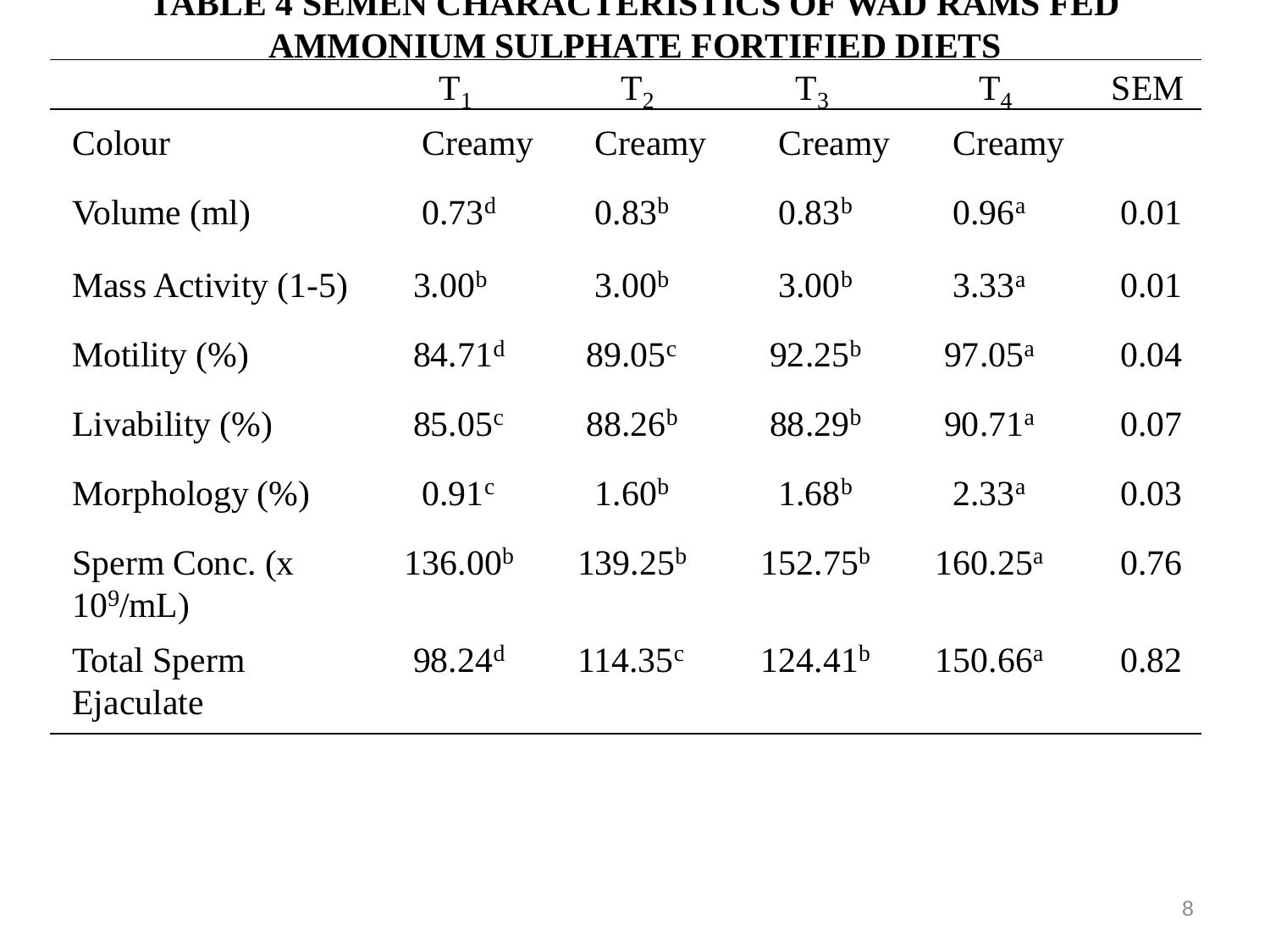**TABLE 4 SEMEN CHARACTERISTICS OF WAD RAMS FED AMMONIUM SULPHATE FORTIFIED DIETS**

| | $T_1$ | $T_2$ | $T_3$ | $T_4$ | SEM |
|---|---|---|---|---|---|
| Colour | Creamy | Creamy | Creamy | Creamy | |
| Volume (ml) | $0.73^{d}$ | $0.83^{b}$ | $0.83^{b}$ | $0.96^{a}$ | 0.01 |
| Mass Activity (1-5) | $3.00^{b}$ | $3.00^{b}$ | $3.00^{b}$ | $3.33^{a}$ | 0.01 |
| Motility (%) | $84.71^{d}$ | $89.05^{c}$ | $92.25^{b}$ | $97.05^{a}$ | 0.04 |
| Livability (%) | $85.05^{c}$ | $88.26^{b}$ | $88.29^{b}$ | $90.71^{a}$ | 0.07 |
| Morphology (%) | $0.91^{c}$ | $1.60^{b}$ | $1.68^{b}$ | $2.33^{a}$ | 0.03 |
| Sperm Conc. (x $10^{9}$/mL) | $136.00^{b}$ | $139.25^{b}$ | $152.75^{b}$ | $160.25^{a}$ | 0.76 |
| Total Sperm Ejaculate | $98.24^{d}$ | $114.35^{c}$ | $124.41^{b}$ | $150.66^{a}$ | 0.82 |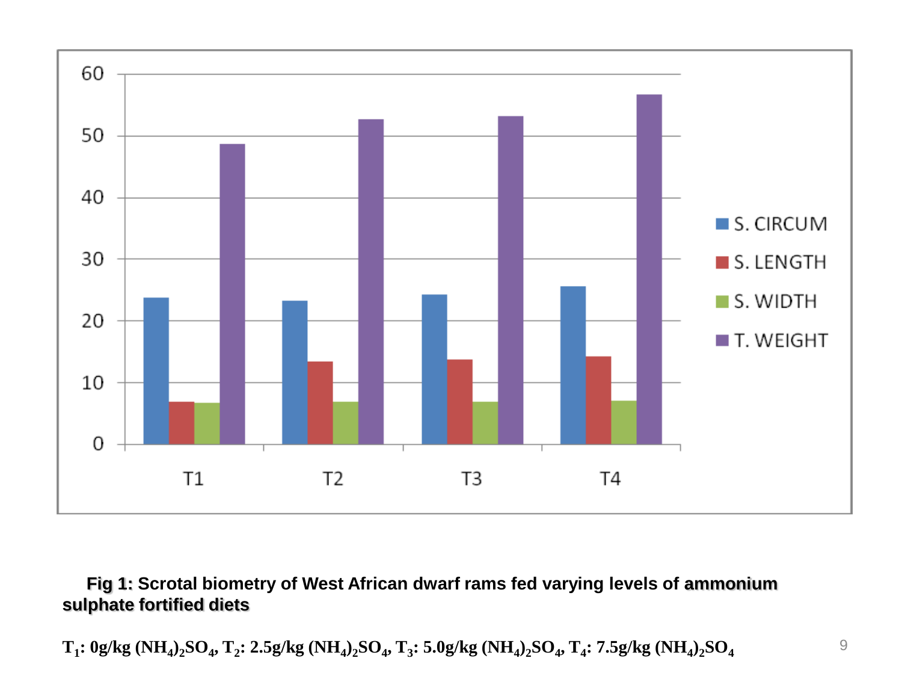**Fig 1:** Scrotal biometry of West African dwarf rams fed varying levels of ammonium sulphate fortified diets

**$T_1$: 0g/kg $(NH_4)_2SO_4$, $T_2$: 2.5g/kg $(NH_4)_2SO_4$, $T_3$: 5.0g/kg $(NH_4)_2SO_4$, $T_4$: 7.5g/kg $(NH_4)_2SO_4$**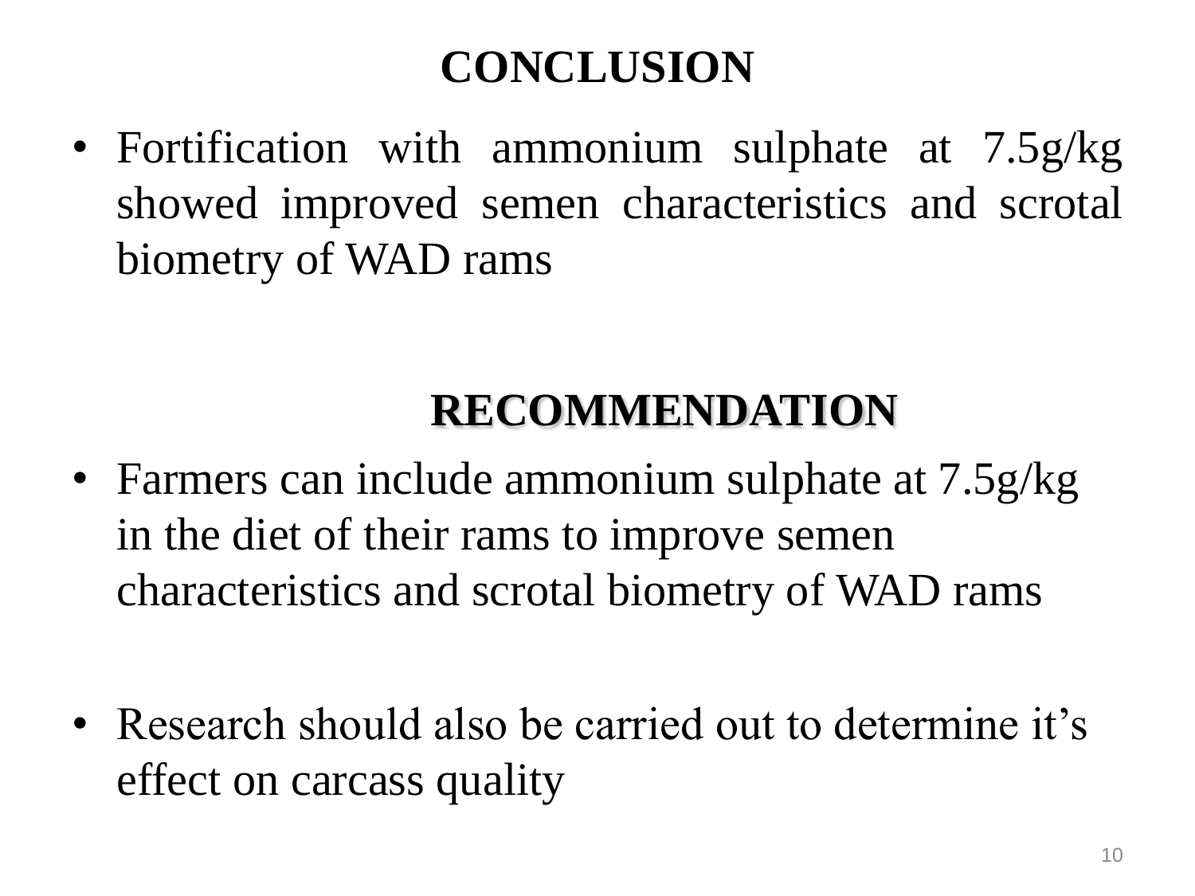# CONCLUSION

- Fortification with ammonium sulphate at 7.5g/kg showed improved semen characteristics and scrotal biometry of WAD rams

# RECOMMENDATION

- Farmers can include ammonium sulphate at 7.5g/kg in the diet of their rams to improve semen characteristics and scrotal biometry of WAD rams

- Research should also be carried out to determine it's effect on carcass quality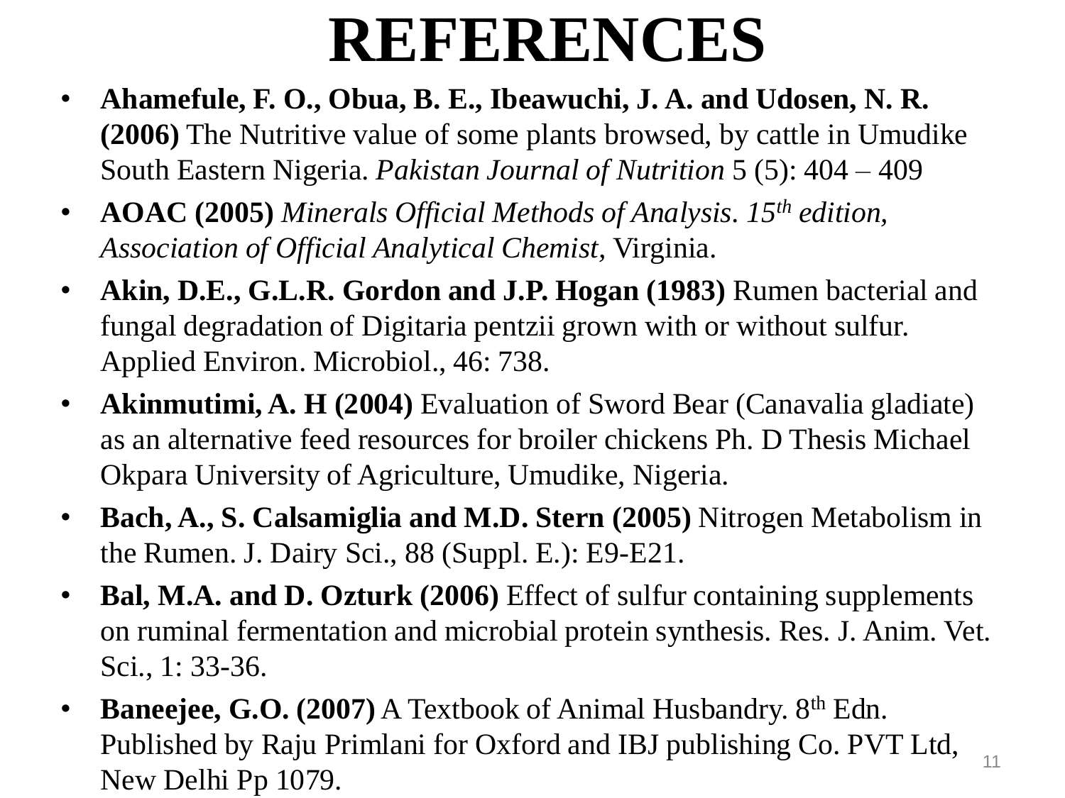# REFERENCES

- **Ahamefule, F. O., Obua, B. E., Ibeawuchi, J. A. and Udosen, N. R. (2006)** The Nutritive value of some plants browsed, by cattle in Umudike South Eastern Nigeria. *Pakistan Journal of Nutrition* 5 (5): 404 – 409
- **AOAC (2005)** *Minerals Official Methods of Analysis. 15th edition, Association of Official Analytical Chemist,* Virginia.
- **Akin, D.E., G.L.R. Gordon and J.P. Hogan (1983)** Rumen bacterial and fungal degradation of Digitaria pentzii grown with or without sulfur. Applied Environ. Microbiol., 46: 738.
- **Akinmutimi, A. H (2004)** Evaluation of Sword Bear (Canavalia gladiate) as an alternative feed resources for broiler chickens Ph. D Thesis Michael Okpara University of Agriculture, Umudike, Nigeria.
- **Bach, A., S. Calsamiglia and M.D. Stern (2005)** Nitrogen Metabolism in the Rumen. J. Dairy Sci., 88 (Suppl. E.): E9-E21.
- **Bal, M.A. and D. Ozturk (2006)** Effect of sulfur containing supplements on ruminal fermentation and microbial protein synthesis. Res. J. Anim. Vet. Sci., 1: 33-36.
- **Baneejee, G.O. (2007)** A Textbook of Animal Husbandry. 8th Edn. Published by Raju Primlani for Oxford and IBJ publishing Co. PVT Ltd, New Delhi Pp 1079.